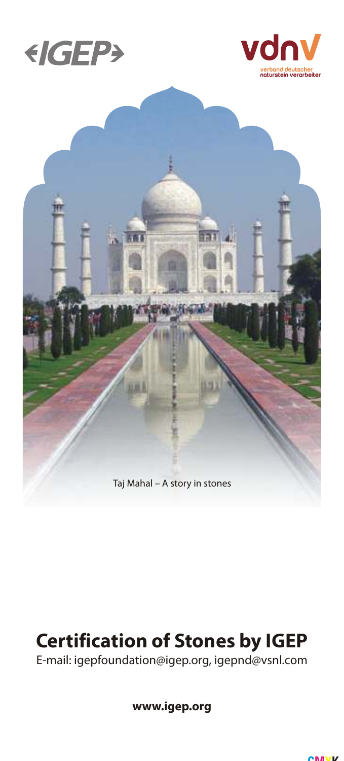IGEP

vdnv
verband deutscher naturstein verarbeiter

Taj Mahal – A story in stones

# Certification of Stones by IGEP

E-mail: igepfoundation@igep.org, igepnd@vsnl.com

**www.igep.org**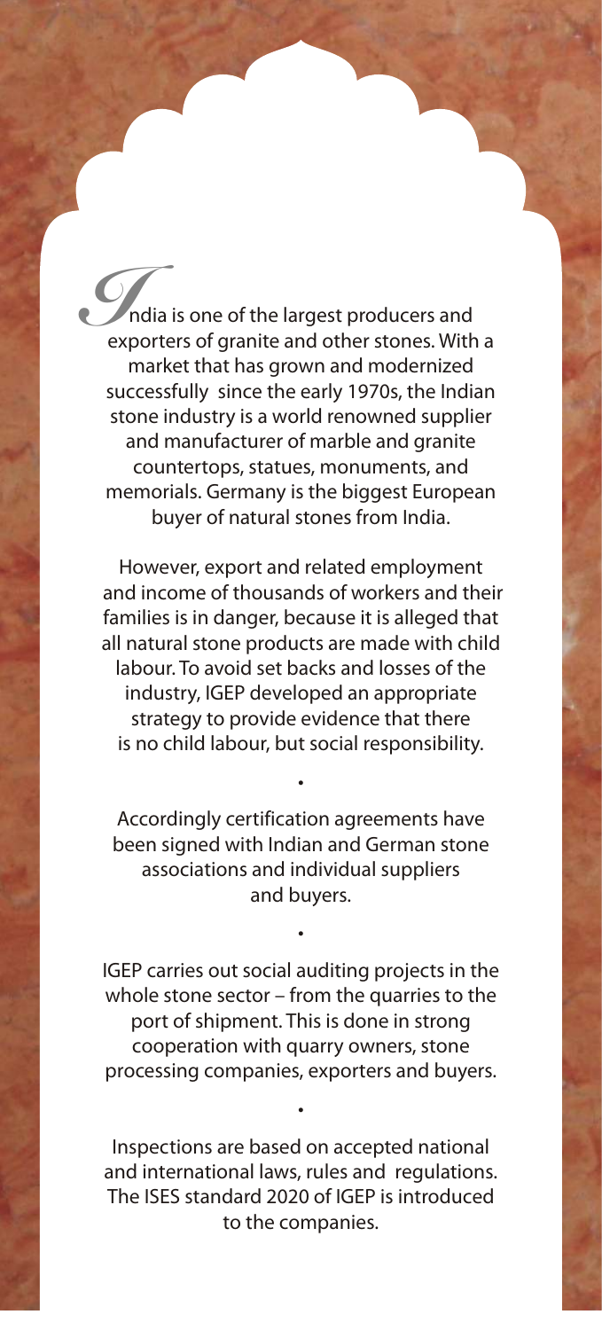India is one of the largest producers and exporters of granite and other stones. With a market that has grown and modernized successfully since the early 1970s, the Indian stone industry is a world renowned supplier and manufacturer of marble and granite countertops, statues, monuments, and memorials. Germany is the biggest European buyer of natural stones from India.

However, export and related employment and income of thousands of workers and their families is in danger, because it is alleged that all natural stone products are made with child labour. To avoid set backs and losses of the industry, IGEP developed an appropriate strategy to provide evidence that there is no child labour, but social responsibility.

•

Accordingly certification agreements have been signed with Indian and German stone associations and individual suppliers and buyers.

•

IGEP carries out social auditing projects in the whole stone sector – from the quarries to the port of shipment. This is done in strong cooperation with quarry owners, stone processing companies, exporters and buyers.

•

Inspections are based on accepted national and international laws, rules and regulations. The ISES standard 2020 of IGEP is introduced to the companies.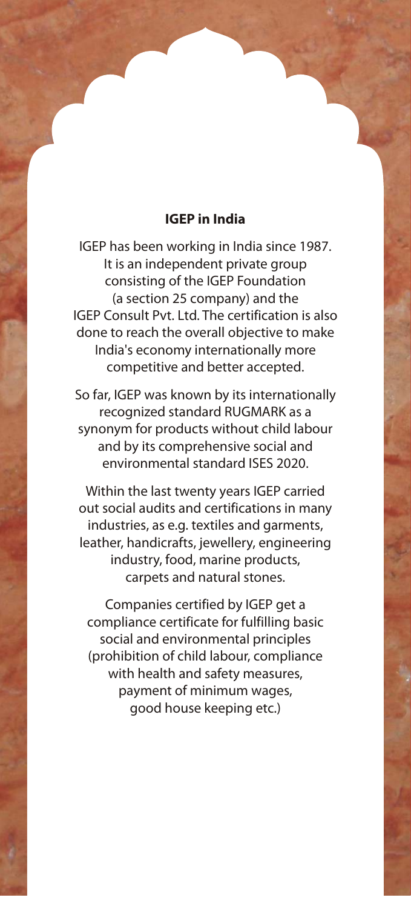## IGEP in India

IGEP has been working in India since 1987. It is an independent private group consisting of the IGEP Foundation (a section 25 company) and the IGEP Consult Pvt. Ltd. The certification is also done to reach the overall objective to make India's economy internationally more competitive and better accepted.

So far, IGEP was known by its internationally recognized standard RUGMARK as a synonym for products without child labour and by its comprehensive social and environmental standard ISES 2020.

Within the last twenty years IGEP carried out social audits and certifications in many industries, as e.g. textiles and garments, leather, handicrafts, jewellery, engineering industry, food, marine products, carpets and natural stones.

Companies certified by IGEP get a compliance certificate for fulfilling basic social and environmental principles (prohibition of child labour, compliance with health and safety measures, payment of minimum wages, good house keeping etc.)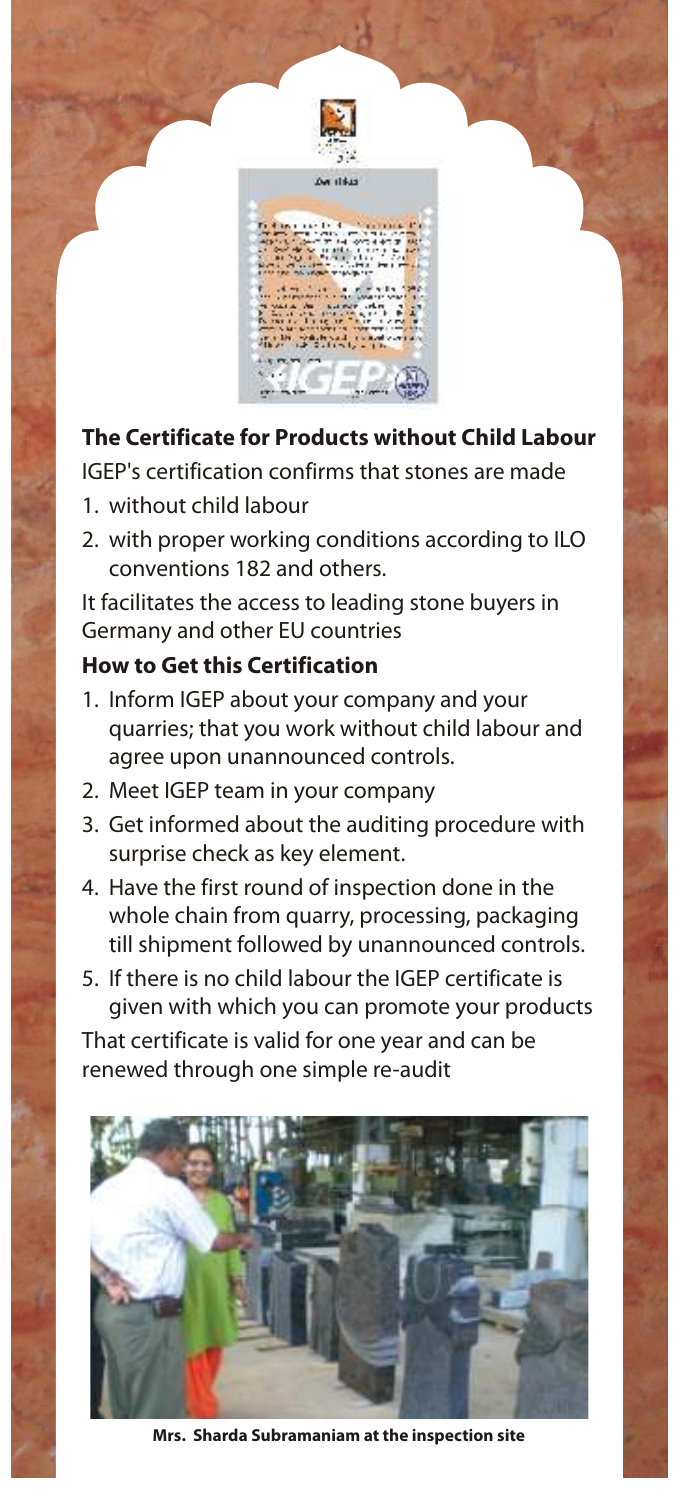## The Certificate for Products without Child Labour

IGEP's certification confirms that stones are made

1. without child labour
2. with proper working conditions according to ILO conventions 182 and others.

It facilitates the access to leading stone buyers in Germany and other EU countries

## How to Get this Certification

1. Inform IGEP about your company and your quarries; that you work without child labour and agree upon unannounced controls.
2. Meet IGEP team in your company
3. Get informed about the auditing procedure with surprise check as key element.
4. Have the first round of inspection done in the whole chain from quarry, processing, packaging till shipment followed by unannounced controls.
5. If there is no child labour the IGEP certificate is given with which you can promote your products

That certificate is valid for one year and can be renewed through one simple re-audit

**Mrs. Sharda Subramaniam at the inspection site**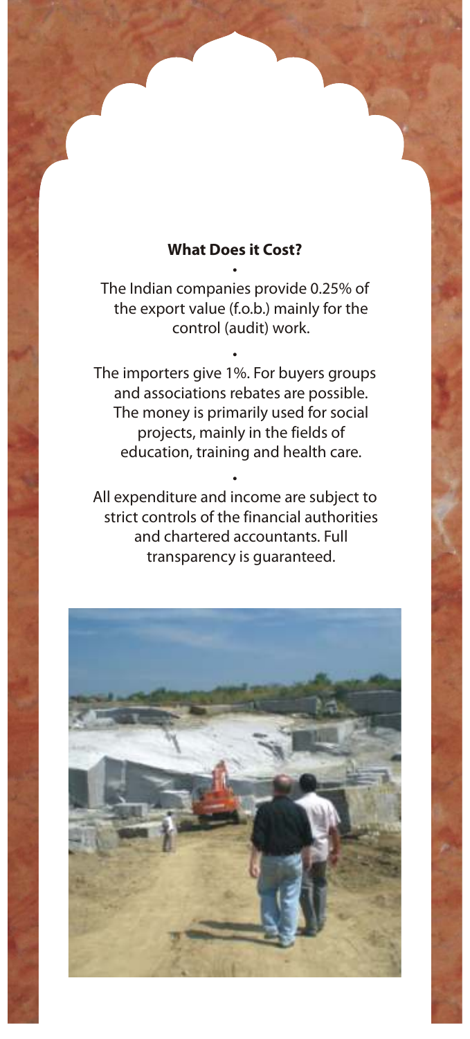## What Does it Cost?

•

The Indian companies provide 0.25% of the export value (f.o.b.) mainly for the control (audit) work.

•

The importers give 1%. For buyers groups and associations rebates are possible. The money is primarily used for social projects, mainly in the fields of education, training and health care.

•

All expenditure and income are subject to strict controls of the financial authorities and chartered accountants. Full transparency is guaranteed.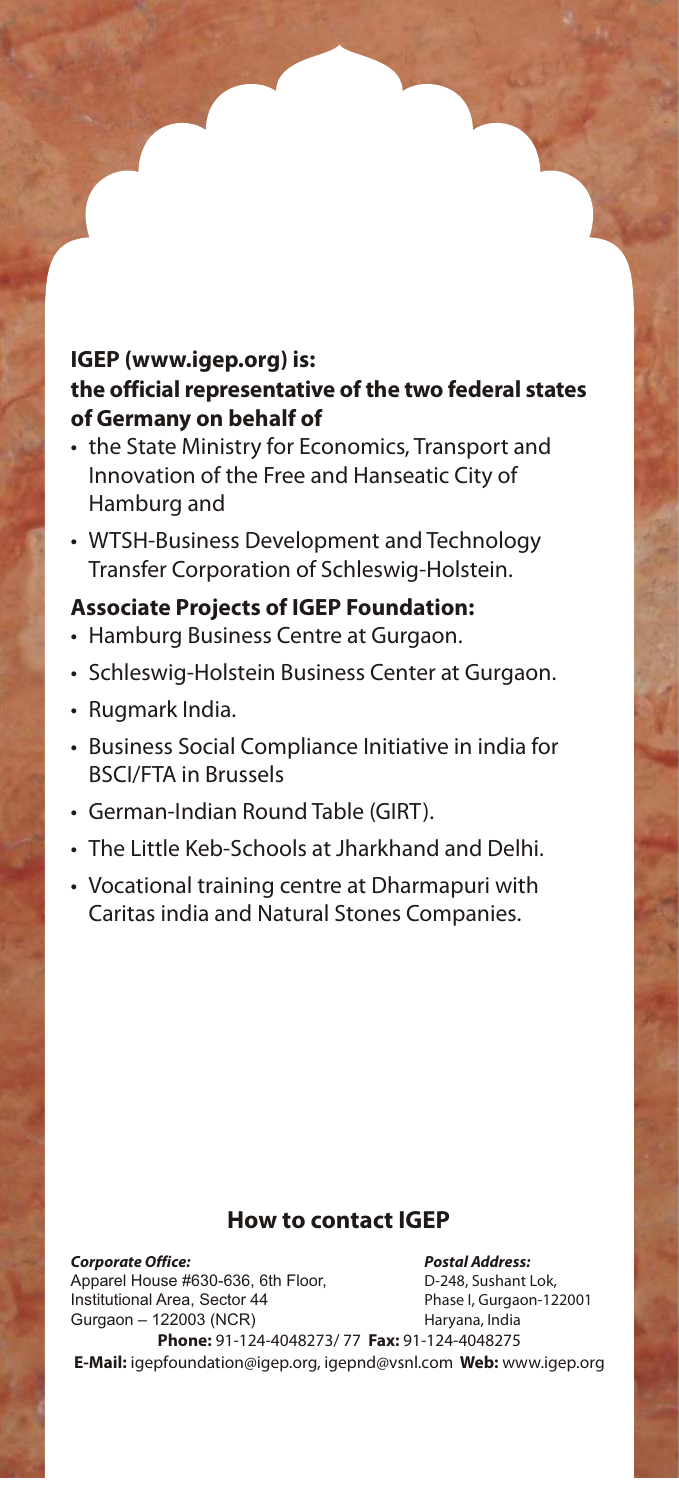**IGEP (www.igep.org) is:**
**the official representative of the two federal states of Germany on behalf of**

- the State Ministry for Economics, Transport and Innovation of the Free and Hanseatic City of Hamburg and
- WTSH-Business Development and Technology Transfer Corporation of Schleswig-Holstein.

**Associate Projects of IGEP Foundation:**

- Hamburg Business Centre at Gurgaon.
- Schleswig-Holstein Business Center at Gurgaon.
- Rugmark India.
- Business Social Compliance Initiative in india for BSCI/FTA in Brussels
- German-Indian Round Table (GIRT).
- The Little Keb-Schools at Jharkhand and Delhi.
- Vocational training centre at Dharmapuri with Caritas india and Natural Stones Companies.

## How to contact IGEP

***Corporate Office:***
Apparel House #630-636, 6th Floor,
Institutional Area, Sector 44
Gurgaon – 122003 (NCR)

***Postal Address:***
D-248, Sushant Lok,
Phase I, Gurgaon-122001
Haryana, India

**Phone:** 91-124-4048273/ 77 **Fax:** 91-124-4048275

**E-Mail:** igepfoundation@igep.org, igepnd@vsnl.com **Web:** www.igep.org